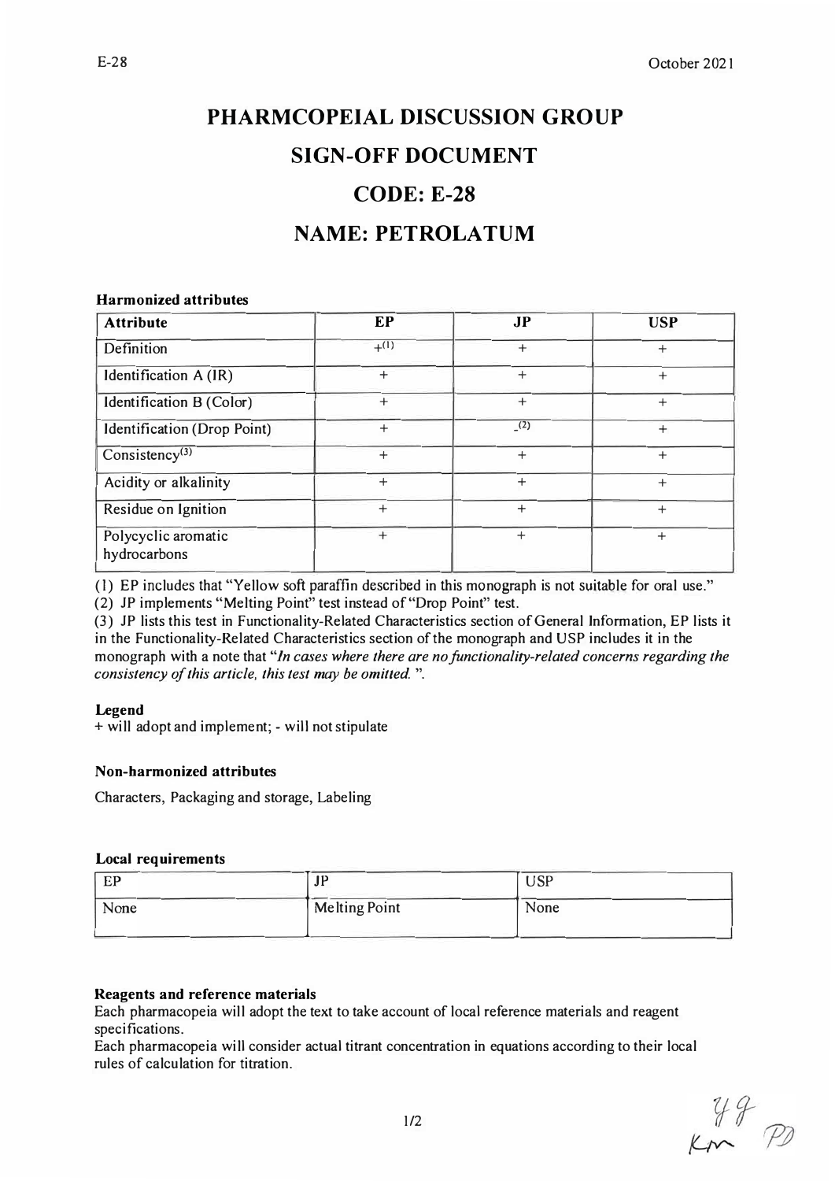# PHARMCOPEIAL DISCUSSION GROUP

# SIGN-OFF DOCUMENT

# CODE: E-28

# NAME: PETROLATUM

**Harmonized attributes**

| Attribute | EP | JP | USP |
|---|---|---|---|
| Definition | +(1) | + | + |
| Identification A (IR) | + | + | + |
| Identification B (Color) | + | + | + |
| Identification (Drop Point) | + | -(2) | + |
| Consistency(3) | + | + | + |
| Acidity or alkalinity | + | + | + |
| Residue on Ignition | + | + | + |
| Polycyclic aromatic hydrocarbons | + | + | + |

(1) EP includes that "Yellow soft paraffin described in this monograph is not suitable for oral use."

(2) JP implements "Melting Point" test instead of "Drop Point" test.

(3) JP lists this test in Functionality-Related Characteristics section of General Information, EP lists it in the Functionality-Related Characteristics section of the monograph and USP includes it in the monograph with a note that "*In cases where there are no functionality-related concerns regarding the consistency of this article, this test may be omitted.* ".

**Legend**

+ will adopt and implement; - will not stipulate

**Non-harmonized attributes**

Characters, Packaging and storage, Labeling

**Local requirements**

| EP | JP | USP |
|---|---|---|
| None | Melting Point | None |

**Reagents and reference materials**

Each pharmacopeia will adopt the text to take account of local reference materials and reagent specifications.

Each pharmacopeia will consider actual titrant concentration in equations according to their local rules of calculation for titration.

YG Km PD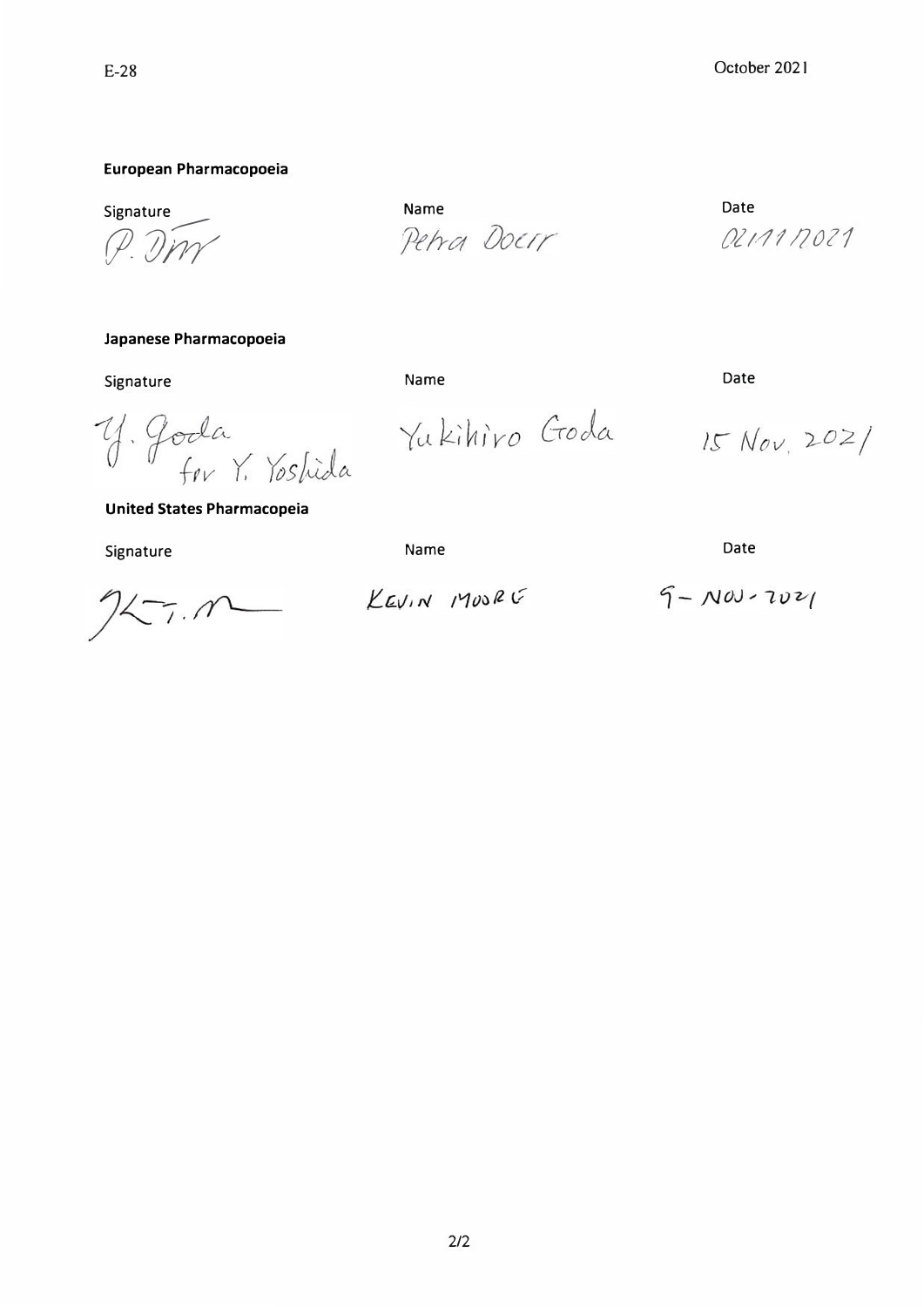**European Pharmacopoeia**

| Signature | Name | Date |
| --- | --- | --- |
| P. Dörr | Petra Doerr | 02/11/2021 |

**Japanese Pharmacopoeia**

| Signature | Name | Date |
| --- | --- | --- |
| Y. Goda for Y. Yoshida | Yukihiro Goda | 15 Nov. 2021 |

**United States Pharmacopeia**

| Signature | Name | Date |
| --- | --- | --- |
| KT. M | KEVIN MOORE | 9-NOV-2021 |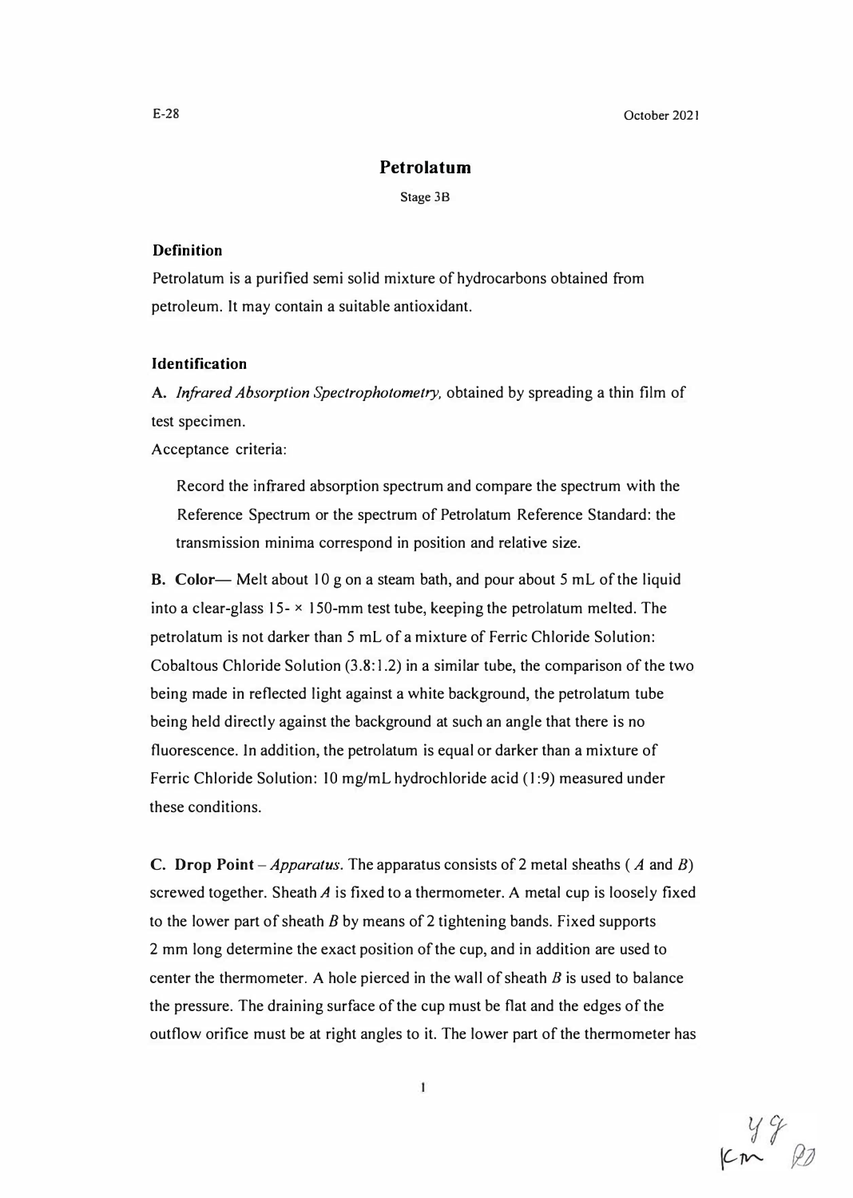# Petrolatum

Stage 3B

### Definition

Petrolatum is a purified semi solid mixture of hydrocarbons obtained from petroleum. It may contain a suitable antioxidant.

### Identification

**A.** *Infrared Absorption Spectrophotometry,* obtained by spreading a thin film of test specimen.

Acceptance criteria:

> Record the infrared absorption spectrum and compare the spectrum with the Reference Spectrum or the spectrum of Petrolatum Reference Standard: the transmission minima correspond in position and relative size.

**B. Color**— Melt about 10 g on a steam bath, and pour about 5 mL of the liquid into a clear-glass 15- × 150-mm test tube, keeping the petrolatum melted. The petrolatum is not darker than 5 mL of a mixture of Ferric Chloride Solution: Cobaltous Chloride Solution (3.8:1.2) in a similar tube, the comparison of the two being made in reflected light against a white background, the petrolatum tube being held directly against the background at such an angle that there is no fluorescence. In addition, the petrolatum is equal or darker than a mixture of Ferric Chloride Solution: 10 mg/mL hydrochloride acid (1:9) measured under these conditions.

**C. Drop Point** – *Apparatus*. The apparatus consists of 2 metal sheaths (*A* and *B*) screwed together. Sheath *A* is fixed to a thermometer. A metal cup is loosely fixed to the lower part of sheath *B* by means of 2 tightening bands. Fixed supports 2 mm long determine the exact position of the cup, and in addition are used to center the thermometer. A hole pierced in the wall of sheath *B* is used to balance the pressure. The draining surface of the cup must be flat and the edges of the outflow orifice must be at right angles to it. The lower part of the thermometer has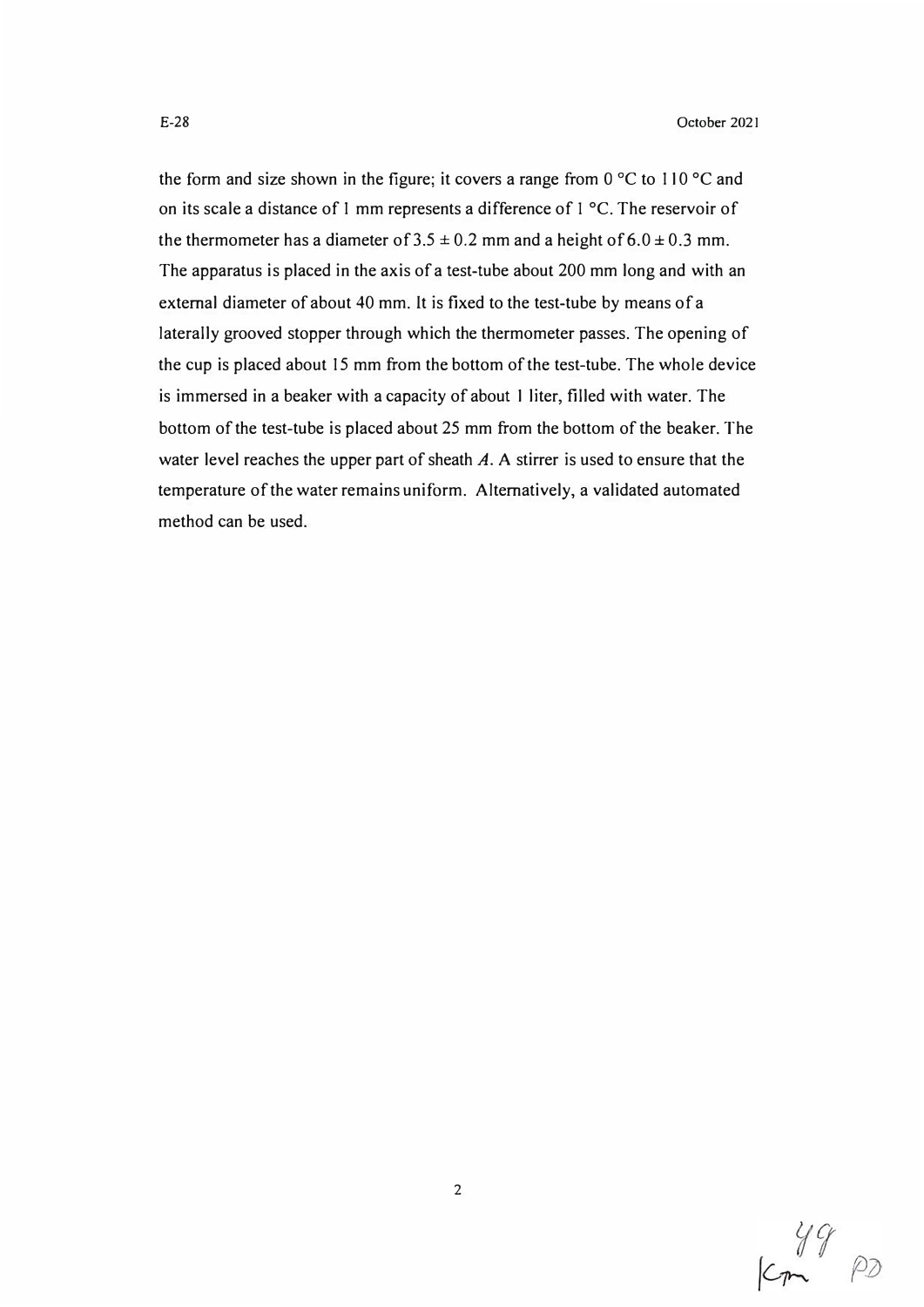the form and size shown in the figure; it covers a range from 0 °C to 110 °C and on its scale a distance of 1 mm represents a difference of 1 °C. The reservoir of the thermometer has a diameter of $3.5 \pm 0.2$ mm and a height of $6.0 \pm 0.3$ mm. The apparatus is placed in the axis of a test-tube about 200 mm long and with an external diameter of about 40 mm. It is fixed to the test-tube by means of a laterally grooved stopper through which the thermometer passes. The opening of the cup is placed about 15 mm from the bottom of the test-tube. The whole device is immersed in a beaker with a capacity of about 1 liter, filled with water. The bottom of the test-tube is placed about 25 mm from the bottom of the beaker. The water level reaches the upper part of sheath *A*. A stirrer is used to ensure that the temperature of the water remains uniform. Alternatively, a validated automated method can be used.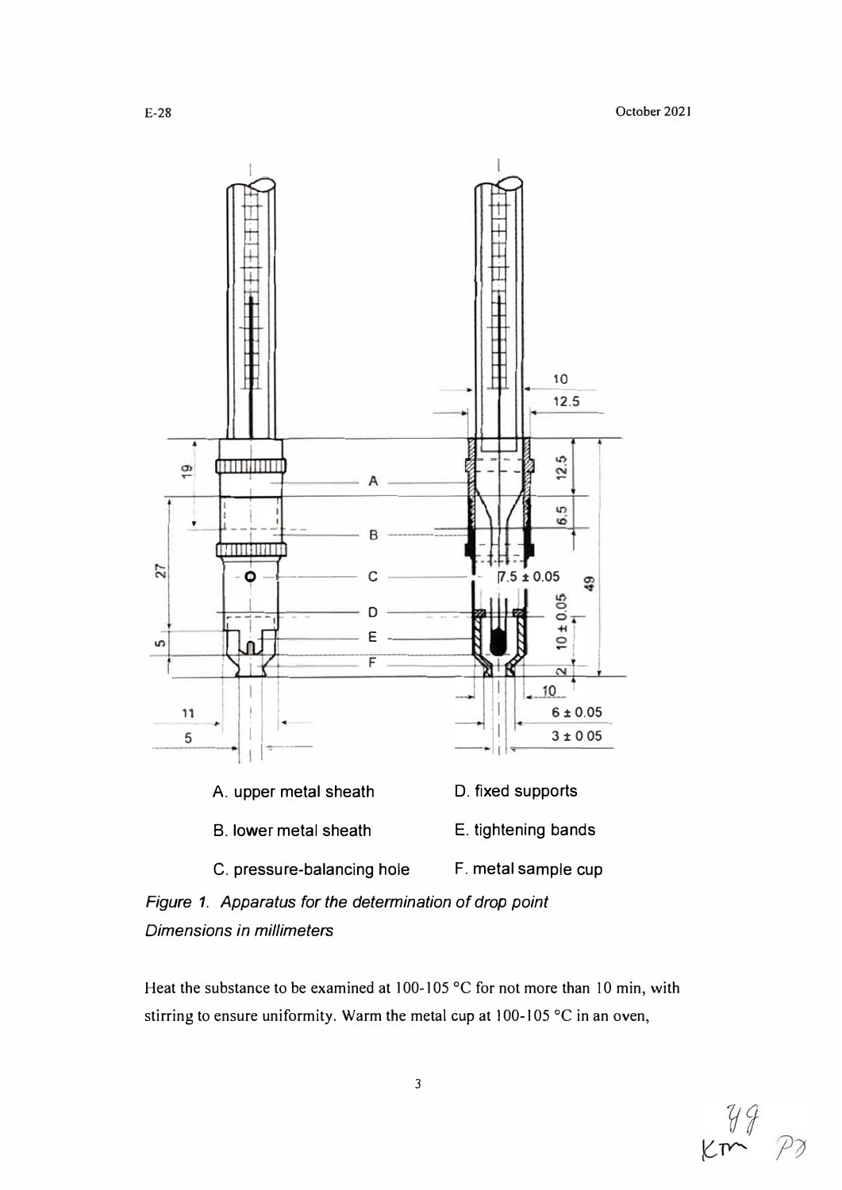A. upper metal sheath

B. lower metal sheath

C. pressure-balancing hole

D. fixed supports

E. tightening bands

F. metal sample cup

*Figure 1. Apparatus for the determination of drop point*
*Dimensions in millimeters*

Heat the substance to be examined at 100-105 °C for not more than 10 min, with stirring to ensure uniformity. Warm the metal cup at 100-105 °C in an oven,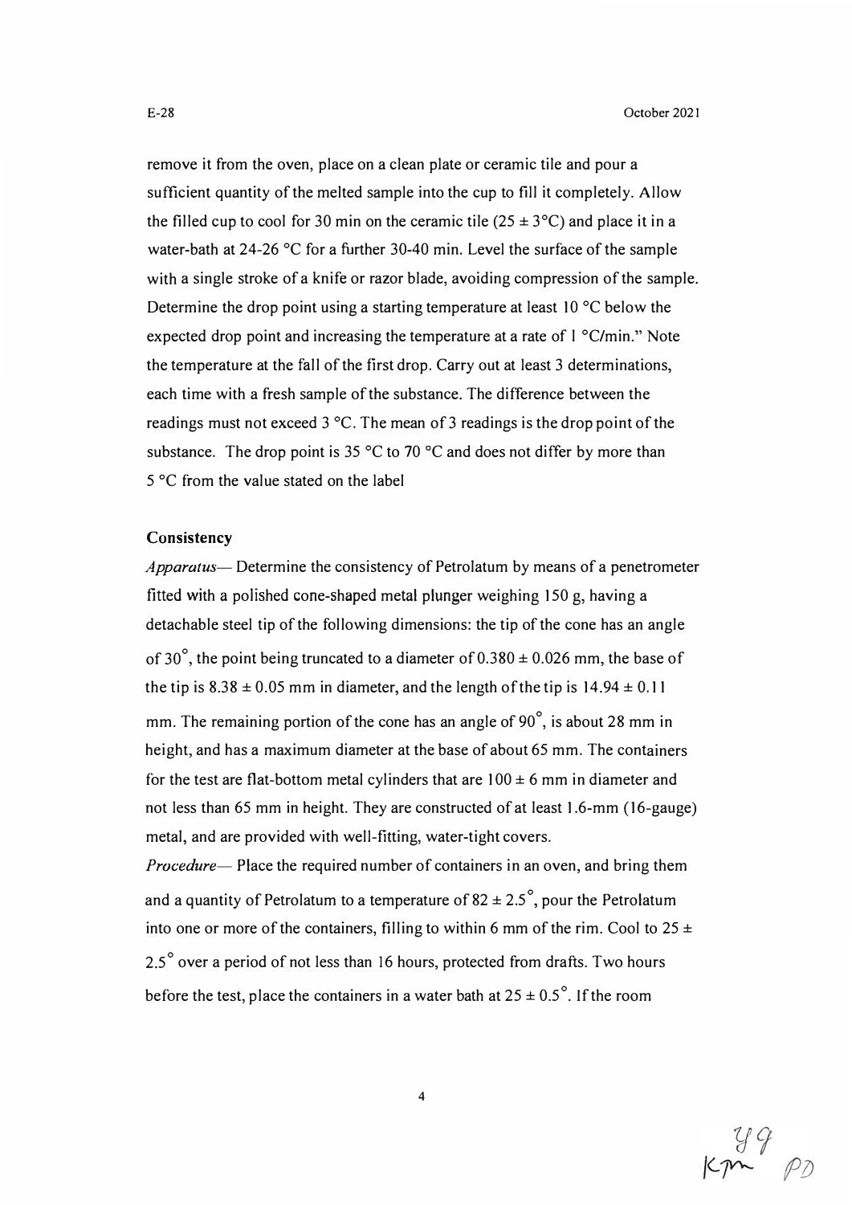remove it from the oven, place on a clean plate or ceramic tile and pour a sufficient quantity of the melted sample into the cup to fill it completely. Allow the filled cup to cool for 30 min on the ceramic tile (25 ± 3°C) and place it in a water-bath at 24-26 °C for a further 30-40 min. Level the surface of the sample with a single stroke of a knife or razor blade, avoiding compression of the sample. Determine the drop point using a starting temperature at least 10 °C below the expected drop point and increasing the temperature at a rate of 1 °C/min." Note the temperature at the fall of the first drop. Carry out at least 3 determinations, each time with a fresh sample of the substance. The difference between the readings must not exceed 3 °C. The mean of 3 readings is the drop point of the substance. The drop point is 35 °C to 70 °C and does not differ by more than 5 °C from the value stated on the label

**Consistency**

*Apparatus*— Determine the consistency of Petrolatum by means of a penetrometer fitted with a polished cone-shaped metal plunger weighing 150 g, having a detachable steel tip of the following dimensions: the tip of the cone has an angle of 30°, the point being truncated to a diameter of 0.380 ± 0.026 mm, the base of the tip is 8.38 ± 0.05 mm in diameter, and the length of the tip is 14.94 ± 0.11 mm. The remaining portion of the cone has an angle of 90°, is about 28 mm in height, and has a maximum diameter at the base of about 65 mm. The containers for the test are flat-bottom metal cylinders that are 100 ± 6 mm in diameter and not less than 65 mm in height. They are constructed of at least 1.6-mm (16-gauge) metal, and are provided with well-fitting, water-tight covers.

*Procedure*— Place the required number of containers in an oven, and bring them and a quantity of Petrolatum to a temperature of 82 ± 2.5°, pour the Petrolatum into one or more of the containers, filling to within 6 mm of the rim. Cool to 25 ± 2.5° over a period of not less than 16 hours, protected from drafts. Two hours before the test, place the containers in a water bath at 25 ± 0.5°. If the room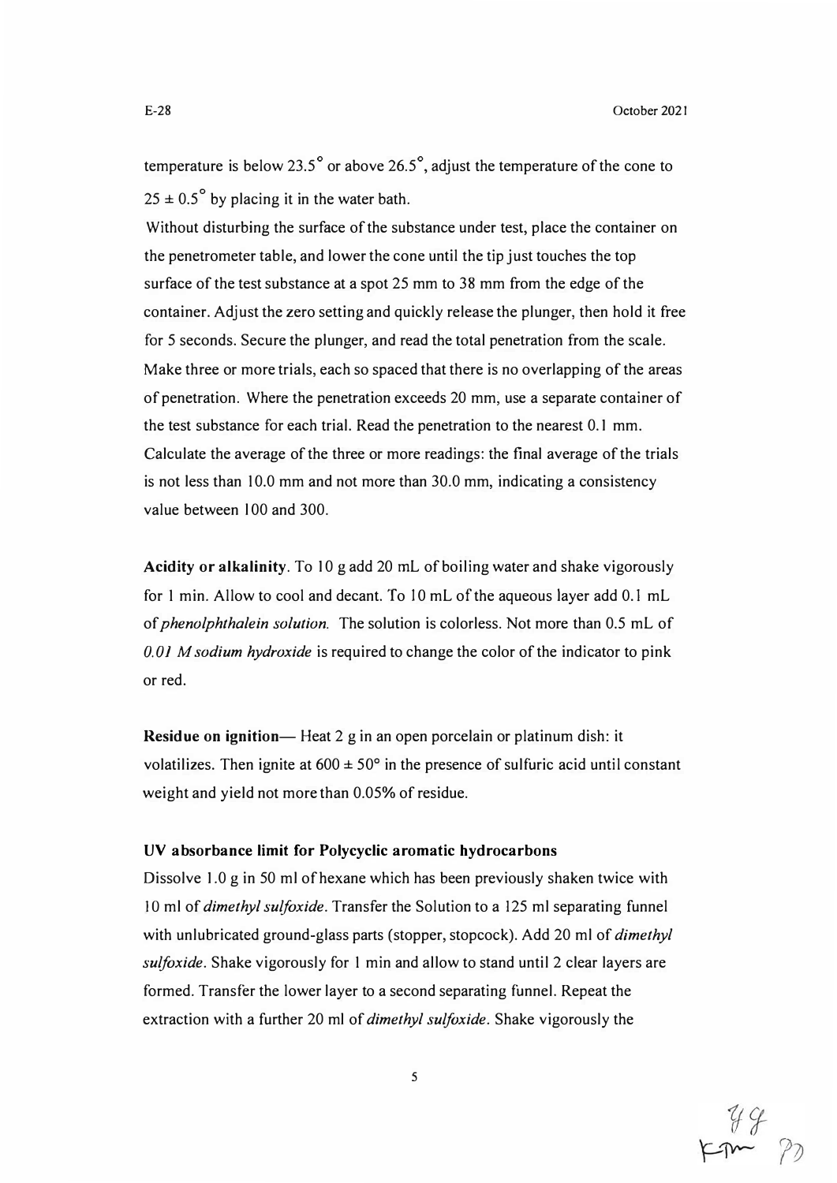temperature is below $23.5^\circ$ or above $26.5^\circ$, adjust the temperature of the cone to $25 \pm 0.5^\circ$ by placing it in the water bath.

Without disturbing the surface of the substance under test, place the container on the penetrometer table, and lower the cone until the tip just touches the top surface of the test substance at a spot 25 mm to 38 mm from the edge of the container. Adjust the zero setting and quickly release the plunger, then hold it free for 5 seconds. Secure the plunger, and read the total penetration from the scale. Make three or more trials, each so spaced that there is no overlapping of the areas of penetration. Where the penetration exceeds 20 mm, use a separate container of the test substance for each trial. Read the penetration to the nearest 0.1 mm. Calculate the average of the three or more readings: the final average of the trials is not less than 10.0 mm and not more than 30.0 mm, indicating a consistency value between 100 and 300.

**Acidity or alkalinity**. To 10 g add 20 mL of boiling water and shake vigorously for 1 min. Allow to cool and decant. To 10 mL of the aqueous layer add 0.1 mL of *phenolphthalein solution.* The solution is colorless. Not more than 0.5 mL of *0.01 M sodium hydroxide* is required to change the color of the indicator to pink or red.

**Residue on ignition**— Heat 2 g in an open porcelain or platinum dish: it volatilizes. Then ignite at $600 \pm 50^\circ$ in the presence of sulfuric acid until constant weight and yield not more than 0.05% of residue.

**UV absorbance limit for Polycyclic aromatic hydrocarbons**

Dissolve 1.0 g in 50 ml of hexane which has been previously shaken twice with 10 ml of *dimethyl sulfoxide*. Transfer the Solution to a 125 ml separating funnel with unlubricated ground-glass parts (stopper, stopcock). Add 20 ml of *dimethyl sulfoxide*. Shake vigorously for 1 min and allow to stand until 2 clear layers are formed. Transfer the lower layer to a second separating funnel. Repeat the extraction with a further 20 ml of *dimethyl sulfoxide*. Shake vigorously the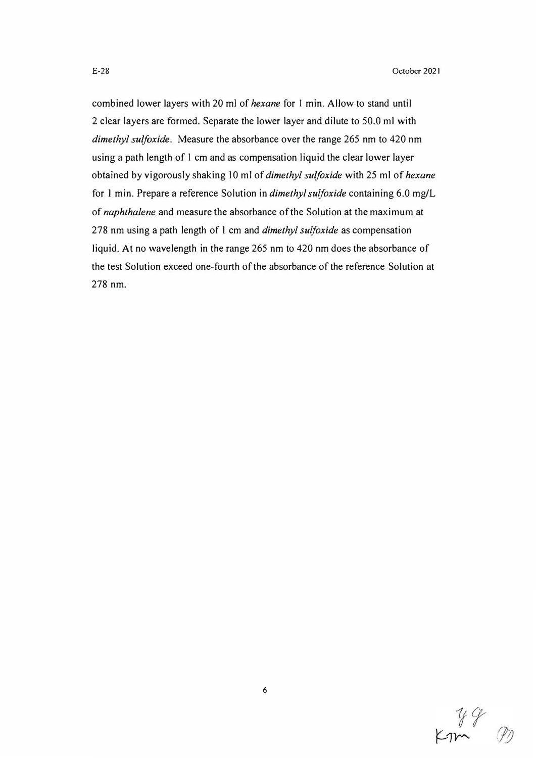combined lower layers with 20 ml of *hexane* for 1 min. Allow to stand until 2 clear layers are formed. Separate the lower layer and dilute to 50.0 ml with *dimethyl sulfoxide*. Measure the absorbance over the range 265 nm to 420 nm using a path length of 1 cm and as compensation liquid the clear lower layer obtained by vigorously shaking 10 ml of *dimethyl sulfoxide* with 25 ml of *hexane* for 1 min. Prepare a reference Solution in *dimethyl sulfoxide* containing 6.0 mg/L of *naphthalene* and measure the absorbance of the Solution at the maximum at 278 nm using a path length of 1 cm and *dimethyl sulfoxide* as compensation liquid. At no wavelength in the range 265 nm to 420 nm does the absorbance of the test Solution exceed one-fourth of the absorbance of the reference Solution at 278 nm.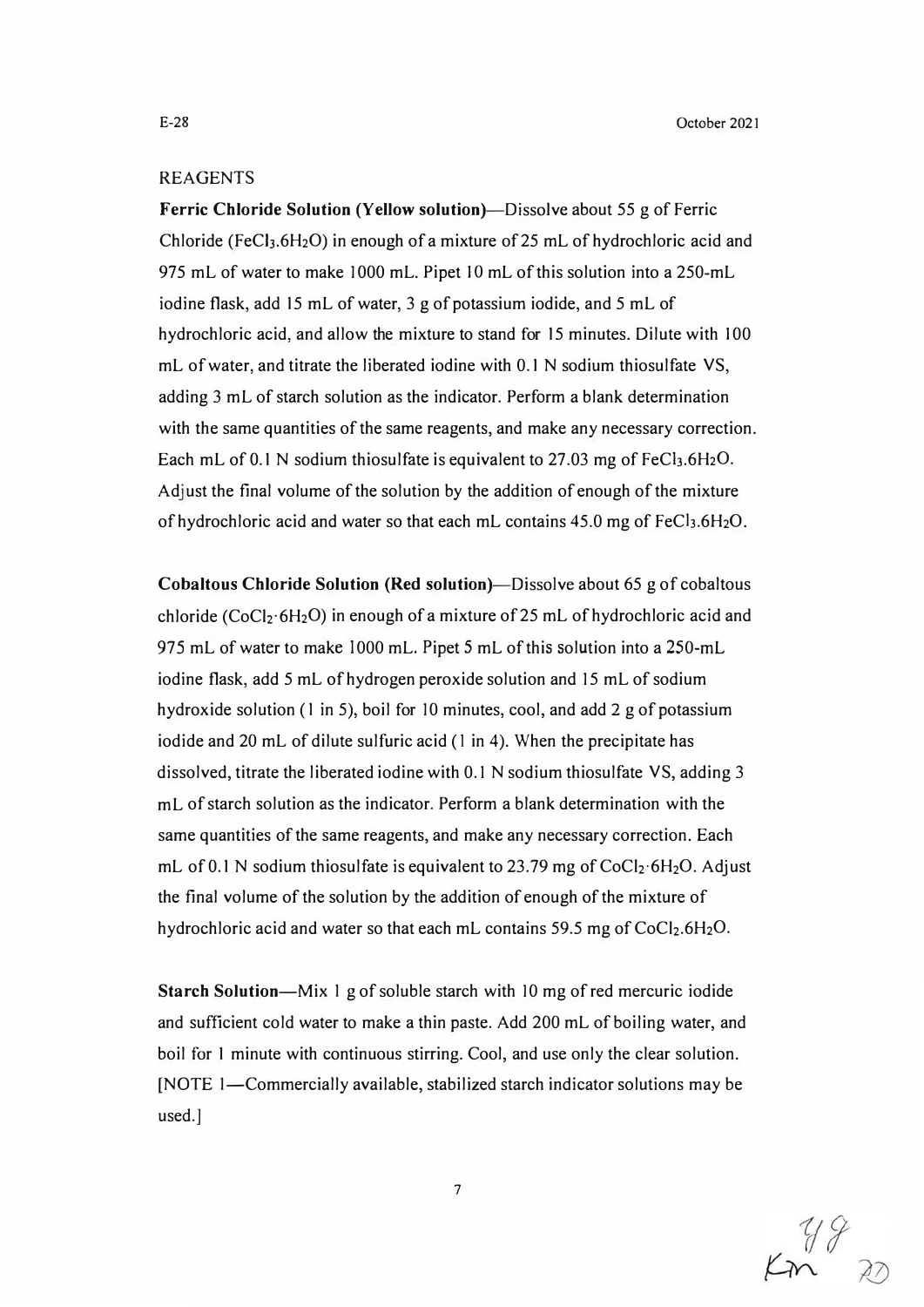## REAGENTS

**Ferric Chloride Solution (Yellow solution)**—Dissolve about 55 g of Ferric Chloride ($FeCl_3.6H_2O$) in enough of a mixture of 25 mL of hydrochloric acid and 975 mL of water to make 1000 mL. Pipet 10 mL of this solution into a 250-mL iodine flask, add 15 mL of water, 3 g of potassium iodide, and 5 mL of hydrochloric acid, and allow the mixture to stand for 15 minutes. Dilute with 100 mL of water, and titrate the liberated iodine with 0.1 N sodium thiosulfate VS, adding 3 mL of starch solution as the indicator. Perform a blank determination with the same quantities of the same reagents, and make any necessary correction. Each mL of 0.1 N sodium thiosulfate is equivalent to 27.03 mg of $FeCl_3.6H_2O$. Adjust the final volume of the solution by the addition of enough of the mixture of hydrochloric acid and water so that each mL contains 45.0 mg of $FeCl_3.6H_2O$.

**Cobaltous Chloride Solution (Red solution)**—Dissolve about 65 g of cobaltous chloride ($CoCl_2 \cdot 6H_2O$) in enough of a mixture of 25 mL of hydrochloric acid and 975 mL of water to make 1000 mL. Pipet 5 mL of this solution into a 250-mL iodine flask, add 5 mL of hydrogen peroxide solution and 15 mL of sodium hydroxide solution (1 in 5), boil for 10 minutes, cool, and add 2 g of potassium iodide and 20 mL of dilute sulfuric acid (1 in 4). When the precipitate has dissolved, titrate the liberated iodine with 0.1 N sodium thiosulfate VS, adding 3 mL of starch solution as the indicator. Perform a blank determination with the same quantities of the same reagents, and make any necessary correction. Each mL of 0.1 N sodium thiosulfate is equivalent to 23.79 mg of $CoCl_2 \cdot 6H_2O$. Adjust the final volume of the solution by the addition of enough of the mixture of hydrochloric acid and water so that each mL contains 59.5 mg of $CoCl_2.6H_2O$.

**Starch Solution**—Mix 1 g of soluble starch with 10 mg of red mercuric iodide and sufficient cold water to make a thin paste. Add 200 mL of boiling water, and boil for 1 minute with continuous stirring. Cool, and use only the clear solution. [NOTE 1—Commercially available, stabilized starch indicator solutions may be used.]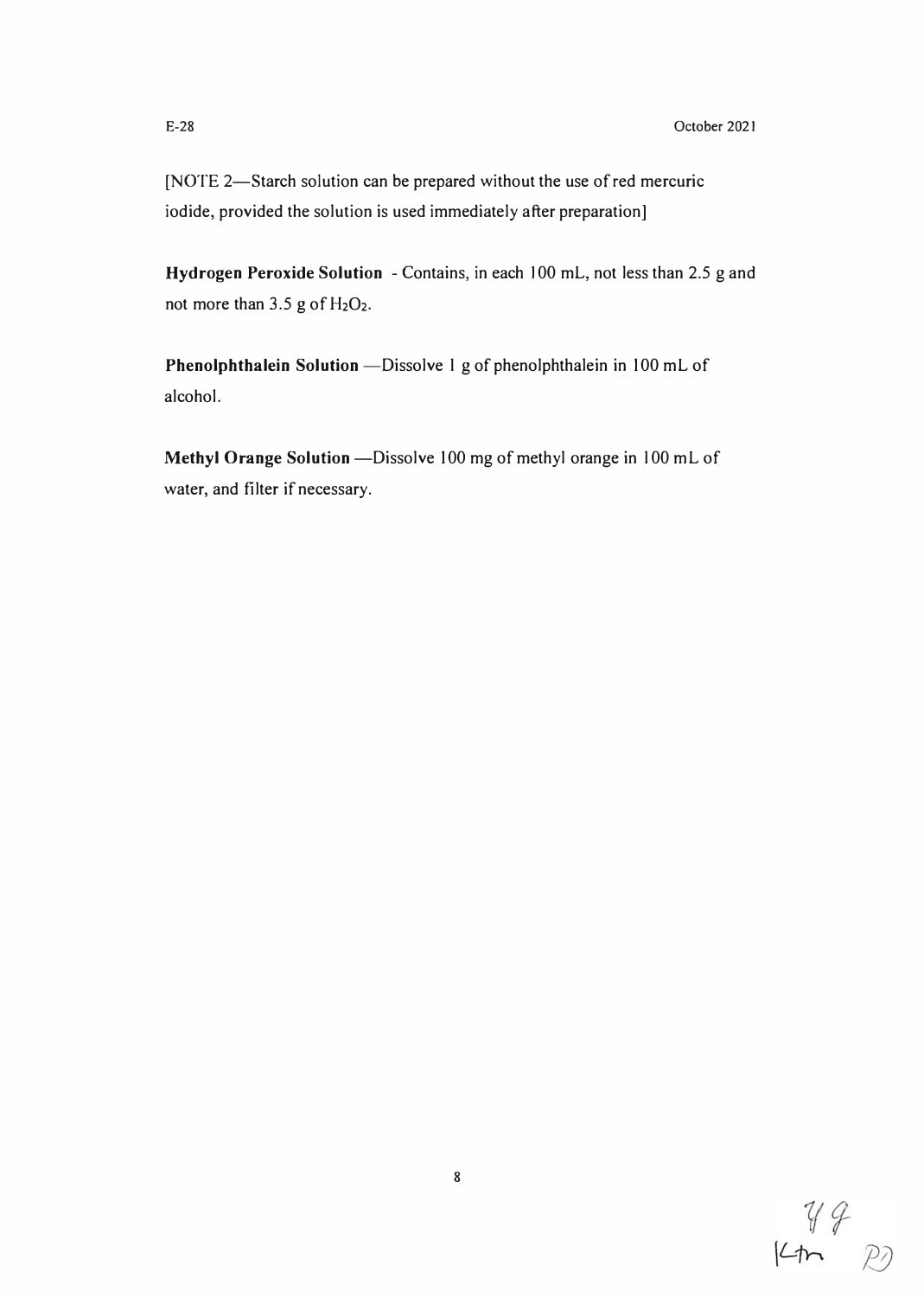[NOTE 2—Starch solution can be prepared without the use of red mercuric iodide, provided the solution is used immediately after preparation]

**Hydrogen Peroxide Solution** - Contains, in each 100 mL, not less than 2.5 g and not more than 3.5 g of $H_2O_2$.

**Phenolphthalein Solution** —Dissolve 1 g of phenolphthalein in 100 mL of alcohol.

**Methyl Orange Solution** —Dissolve 100 mg of methyl orange in 100 mL of water, and filter if necessary.